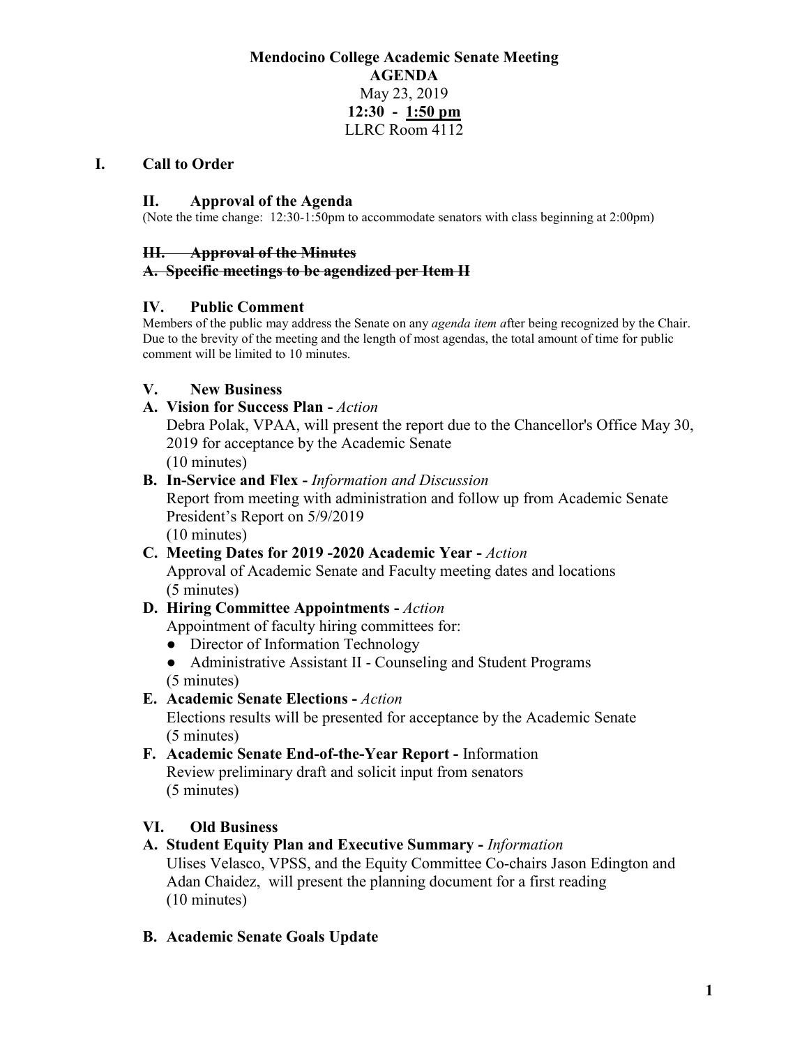**Mendocino College Academic Senate Meeting**
**AGENDA**
May 23, 2019
**12:30 - 1:50 pm**
LLRC Room 4112

## I. Call to Order

### II. Approval of the Agenda

(Note the time change: 12:30-1:50pm to accommodate senators with class beginning at 2:00pm)

### ~~III. Approval of the Minutes~~

**~~A. Specific meetings to be agendized per Item II~~**

### IV. Public Comment

Members of the public may address the Senate on any *agenda item a*fter being recognized by the Chair. Due to the brevity of the meeting and the length of most agendas, the total amount of time for public comment will be limited to 10 minutes.

### V. New Business

**A. Vision for Success Plan -** *Action*
Debra Polak, VPAA, will present the report due to the Chancellor's Office May 30, 2019 for acceptance by the Academic Senate
(10 minutes)

**B. In-Service and Flex -** *Information and Discussion*
Report from meeting with administration and follow up from Academic Senate President's Report on 5/9/2019
(10 minutes)

**C. Meeting Dates for 2019 -2020 Academic Year -** *Action*
Approval of Academic Senate and Faculty meeting dates and locations
(5 minutes)

**D. Hiring Committee Appointments -** *Action*
Appointment of faculty hiring committees for:

- Director of Information Technology
- Administrative Assistant II - Counseling and Student Programs

(5 minutes)

**E. Academic Senate Elections -** *Action*
Elections results will be presented for acceptance by the Academic Senate
(5 minutes)

**F. Academic Senate End-of-the-Year Report -** Information
Review preliminary draft and solicit input from senators
(5 minutes)

### VI. Old Business

**A. Student Equity Plan and Executive Summary -** *Information*
Ulises Velasco, VPSS, and the Equity Committee Co-chairs Jason Edington and Adan Chaidez, will present the planning document for a first reading
(10 minutes)

**B. Academic Senate Goals Update**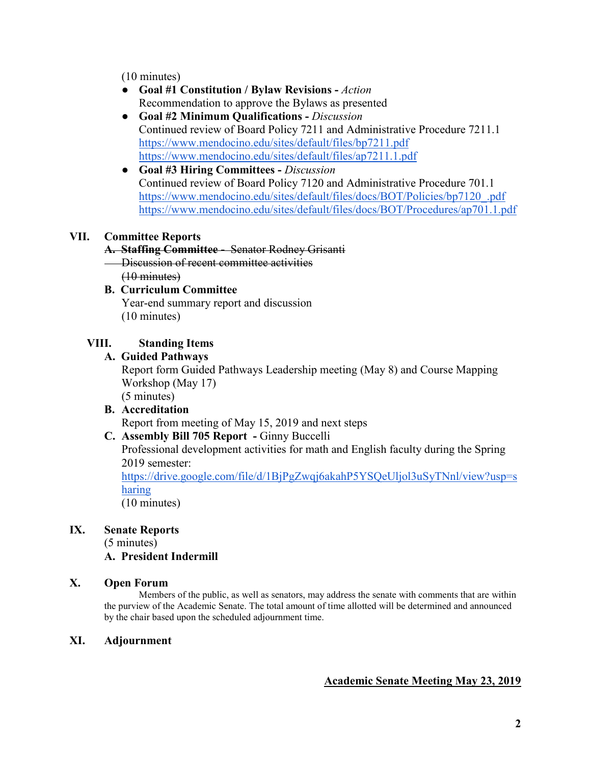(10 minutes)

- **Goal #1 Constitution / Bylaw Revisions -** *Action*
  Recommendation to approve the Bylaws as presented
- **Goal #2 Minimum Qualifications -** *Discussion*
  Continued review of Board Policy 7211 and Administrative Procedure 7211.1
  https://www.mendocino.edu/sites/default/files/bp7211.pdf
  https://www.mendocino.edu/sites/default/files/ap7211.1.pdf
- **Goal #3 Hiring Committees -** *Discussion*
  Continued review of Board Policy 7120 and Administrative Procedure 701.1
  https://www.mendocino.edu/sites/default/files/docs/BOT/Policies/bp7120_.pdf
  https://www.mendocino.edu/sites/default/files/docs/BOT/Procedures/ap701.1.pdf

## VII. Committee Reports

~~**A. Staffing Committee** - Senator Rodney Grisanti~~
~~Discussion of recent committee activities~~
~~(10 minutes)~~

**B. Curriculum Committee**
Year-end summary report and discussion
(10 minutes)

## VIII. Standing Items

**A. Guided Pathways**
Report form Guided Pathways Leadership meeting (May 8) and Course Mapping Workshop (May 17)
(5 minutes)

**B. Accreditation**
Report from meeting of May 15, 2019 and next steps

**C. Assembly Bill 705 Report -** Ginny Buccelli
Professional development activities for math and English faculty during the Spring 2019 semester:
https://drive.google.com/file/d/1BjPgZwqj6akahP5YSQeUljol3uSyTNnl/view?usp=sharing
(10 minutes)

## IX. Senate Reports

(5 minutes)

**A. President Indermill**

## X. Open Forum

Members of the public, as well as senators, may address the senate with comments that are within the purview of the Academic Senate. The total amount of time allotted will be determined and announced by the chair based upon the scheduled adjournment time.

## XI. Adjournment

**Academic Senate Meeting May 23, 2019**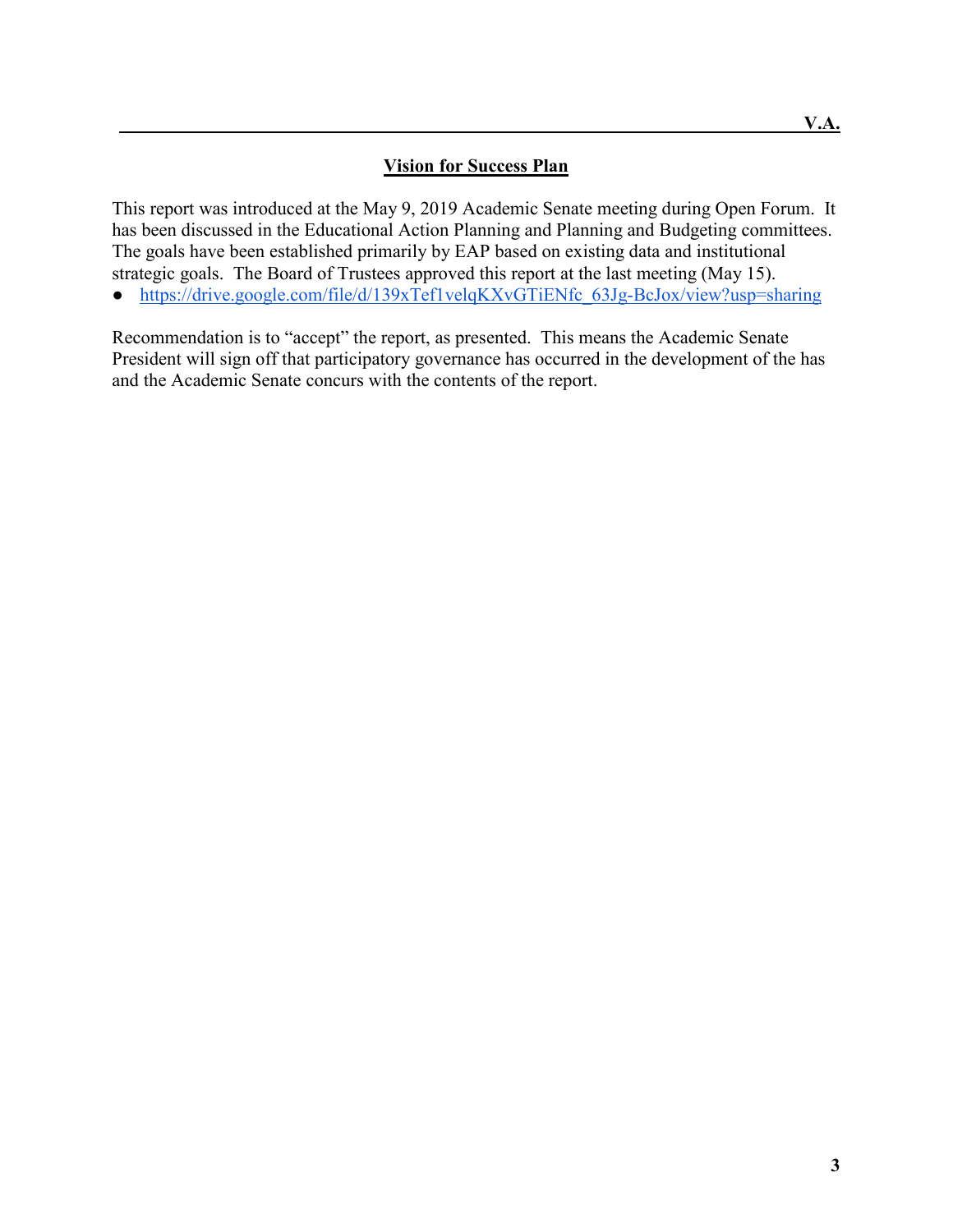V.A.

## Vision for Success Plan

This report was introduced at the May 9, 2019 Academic Senate meeting during Open Forum. It has been discussed in the Educational Action Planning and Planning and Budgeting committees. The goals have been established primarily by EAP based on existing data and institutional strategic goals. The Board of Trustees approved this report at the last meeting (May 15).

- https://drive.google.com/file/d/139xTef1velqKXvGTiENfc_63Jg-BcJox/view?usp=sharing

Recommendation is to "accept" the report, as presented. This means the Academic Senate President will sign off that participatory governance has occurred in the development of the has and the Academic Senate concurs with the contents of the report.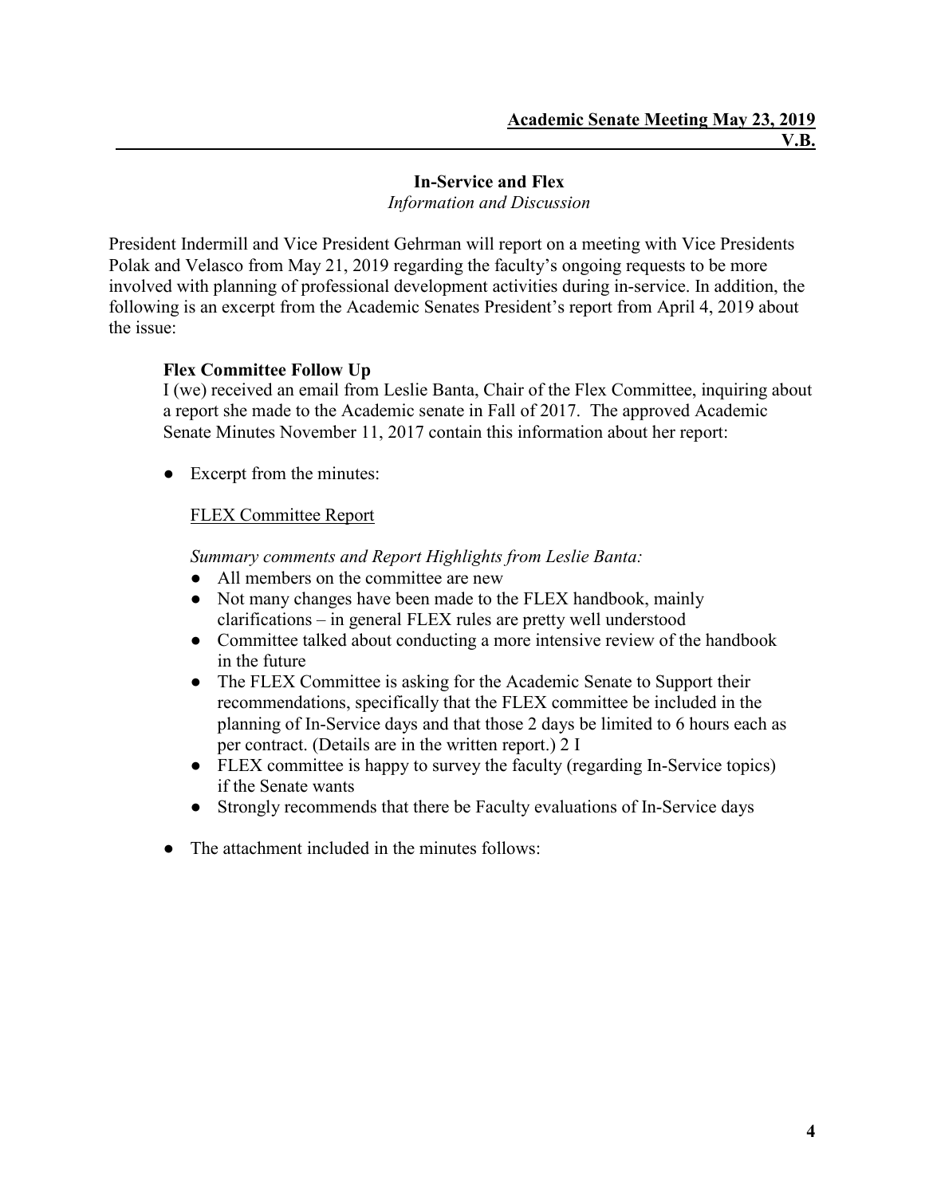**Academic Senate Meeting May 23, 2019**
**V.B.**

## In-Service and Flex

*Information and Discussion*

President Indermill and Vice President Gehrman will report on a meeting with Vice Presidents Polak and Velasco from May 21, 2019 regarding the faculty's ongoing requests to be more involved with planning of professional development activities during in-service. In addition, the following is an excerpt from the Academic Senates President's report from April 4, 2019 about the issue:

> **Flex Committee Follow Up**
> I (we) received an email from Leslie Banta, Chair of the Flex Committee, inquiring about a report she made to the Academic senate in Fall of 2017. The approved Academic Senate Minutes November 11, 2017 contain this information about her report:

- Excerpt from the minutes:

  FLEX Committee Report

  *Summary comments and Report Highlights from Leslie Banta:*
  - All members on the committee are new
  - Not many changes have been made to the FLEX handbook, mainly clarifications – in general FLEX rules are pretty well understood
  - Committee talked about conducting a more intensive review of the handbook in the future
  - The FLEX Committee is asking for the Academic Senate to Support their recommendations, specifically that the FLEX committee be included in the planning of In-Service days and that those 2 days be limited to 6 hours each as per contract. (Details are in the written report.) 2 I
  - FLEX committee is happy to survey the faculty (regarding In-Service topics) if the Senate wants
  - Strongly recommends that there be Faculty evaluations of In-Service days

- The attachment included in the minutes follows: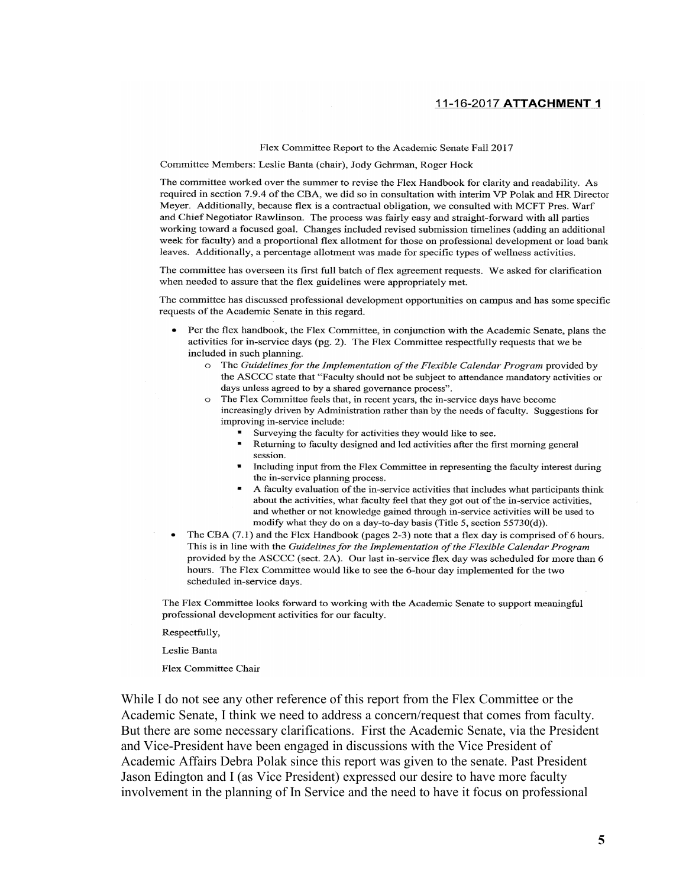11-16-2017 **ATTACHMENT 1**

Flex Committee Report to the Academic Senate Fall 2017

Committee Members: Leslie Banta (chair), Jody Gehrman, Roger Hock

The committee worked over the summer to revise the Flex Handbook for clarity and readability. As required in section 7.9.4 of the CBA, we did so in consultation with interim VP Polak and HR Director Meyer. Additionally, because flex is a contractual obligation, we consulted with MCFT Pres. Warf and Chief Negotiator Rawlinson. The process was fairly easy and straight-forward with all parties working toward a focused goal. Changes included revised submission timelines (adding an additional week for faculty) and a proportional flex allotment for those on professional development or load bank leaves. Additionally, a percentage allotment was made for specific types of wellness activities.

The committee has overseen its first full batch of flex agreement requests. We asked for clarification when needed to assure that the flex guidelines were appropriately met.

The committee has discussed professional development opportunities on campus and has some specific requests of the Academic Senate in this regard.

- Per the flex handbook, the Flex Committee, in conjunction with the Academic Senate, plans the activities for in-service days (pg. 2). The Flex Committee respectfully requests that we be included in such planning.
  - The *Guidelines for the Implementation of the Flexible Calendar Program* provided by the ASCCC state that "Faculty should not be subject to attendance mandatory activities or days unless agreed to by a shared governance process".
  - The Flex Committee feels that, in recent years, the in-service days have become increasingly driven by Administration rather than by the needs of faculty. Suggestions for improving in-service include:
    - Surveying the faculty for activities they would like to see.
    - Returning to faculty designed and led activities after the first morning general session.
    - Including input from the Flex Committee in representing the faculty interest during the in-service planning process.
    - A faculty evaluation of the in-service activities that includes what participants think about the activities, what faculty feel that they got out of the in-service activities, and whether or not knowledge gained through in-service activities will be used to modify what they do on a day-to-day basis (Title 5, section 55730(d)).
- The CBA (7.1) and the Flex Handbook (pages 2-3) note that a flex day is comprised of 6 hours. This is in line with the *Guidelines for the Implementation of the Flexible Calendar Program* provided by the ASCCC (sect. 2A). Our last in-service flex day was scheduled for more than 6 hours. The Flex Committee would like to see the 6-hour day implemented for the two scheduled in-service days.

The Flex Committee looks forward to working with the Academic Senate to support meaningful professional development activities for our faculty.

Respectfully,

Leslie Banta

Flex Committee Chair

While I do not see any other reference of this report from the Flex Committee or the Academic Senate, I think we need to address a concern/request that comes from faculty. But there are some necessary clarifications. First the Academic Senate, via the President and Vice-President have been engaged in discussions with the Vice President of Academic Affairs Debra Polak since this report was given to the senate. Past President Jason Edington and I (as Vice President) expressed our desire to have more faculty involvement in the planning of In Service and the need to have it focus on professional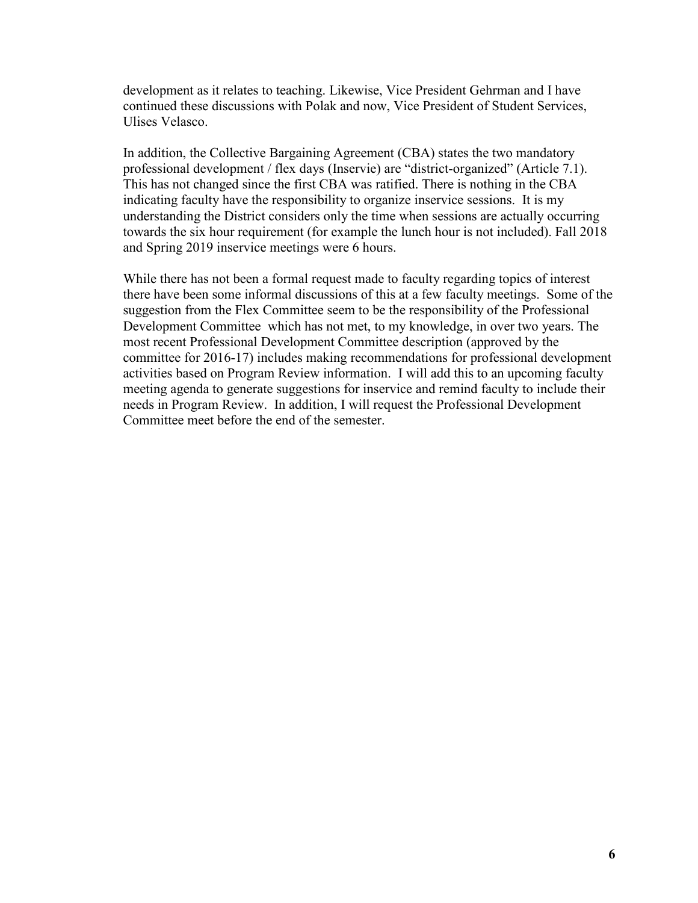development as it relates to teaching. Likewise, Vice President Gehrman and I have continued these discussions with Polak and now, Vice President of Student Services, Ulises Velasco.

In addition, the Collective Bargaining Agreement (CBA) states the two mandatory professional development / flex days (Inservie) are "district-organized" (Article 7.1). This has not changed since the first CBA was ratified. There is nothing in the CBA indicating faculty have the responsibility to organize inservice sessions. It is my understanding the District considers only the time when sessions are actually occurring towards the six hour requirement (for example the lunch hour is not included). Fall 2018 and Spring 2019 inservice meetings were 6 hours.

While there has not been a formal request made to faculty regarding topics of interest there have been some informal discussions of this at a few faculty meetings. Some of the suggestion from the Flex Committee seem to be the responsibility of the Professional Development Committee which has not met, to my knowledge, in over two years. The most recent Professional Development Committee description (approved by the committee for 2016-17) includes making recommendations for professional development activities based on Program Review information. I will add this to an upcoming faculty meeting agenda to generate suggestions for inservice and remind faculty to include their needs in Program Review. In addition, I will request the Professional Development Committee meet before the end of the semester.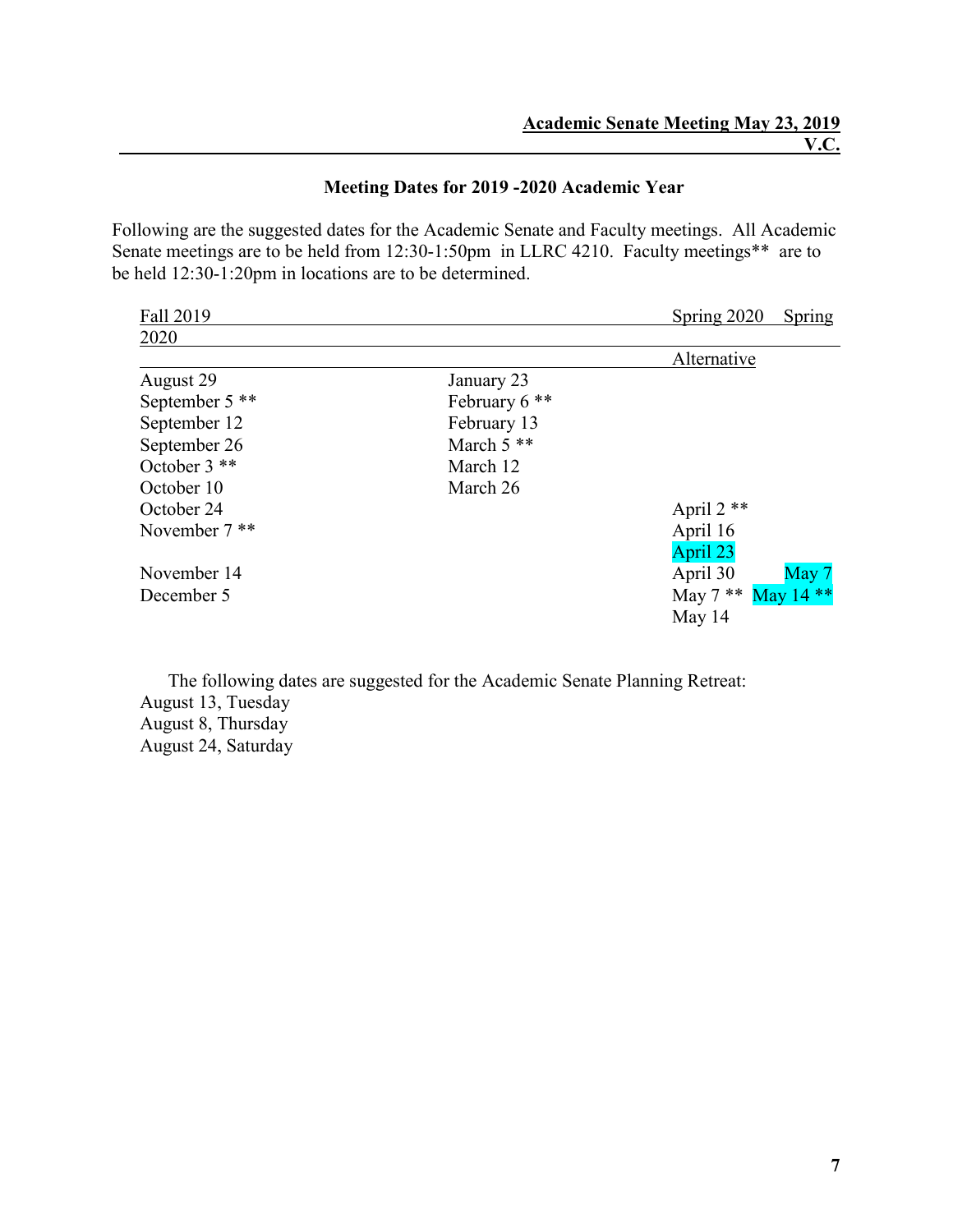**Academic Senate Meeting May 23, 2019**
**V.C.**

## Meeting Dates for 2019 -2020 Academic Year

Following are the suggested dates for the Academic Senate and Faculty meetings. All Academic Senate meetings are to be held from 12:30-1:50pm in LLRC 4210. Faculty meetings** are to be held 12:30-1:20pm in locations are to be determined.

| Fall 2019 | Spring 2020 | Spring 2020 | Spring 2020 Alternative |
|---|---|---|---|
| August 29 | January 23 | | |
| September 5 ** | February 6 ** | | |
| September 12 | February 13 | | |
| September 26 | March 5 ** | | |
| October 3 ** | March 12 | | |
| October 10 | March 26 | | |
| October 24 | | April 2 ** | |
| November 7 ** | | April 16 | |
| | | April 23 | |
| November 14 | | April 30 | May 7 |
| December 5 | | May 7 ** | May 14 ** |
| | | May 14 | |

The following dates are suggested for the Academic Senate Planning Retreat:

August 13, Tuesday
August 8, Thursday
August 24, Saturday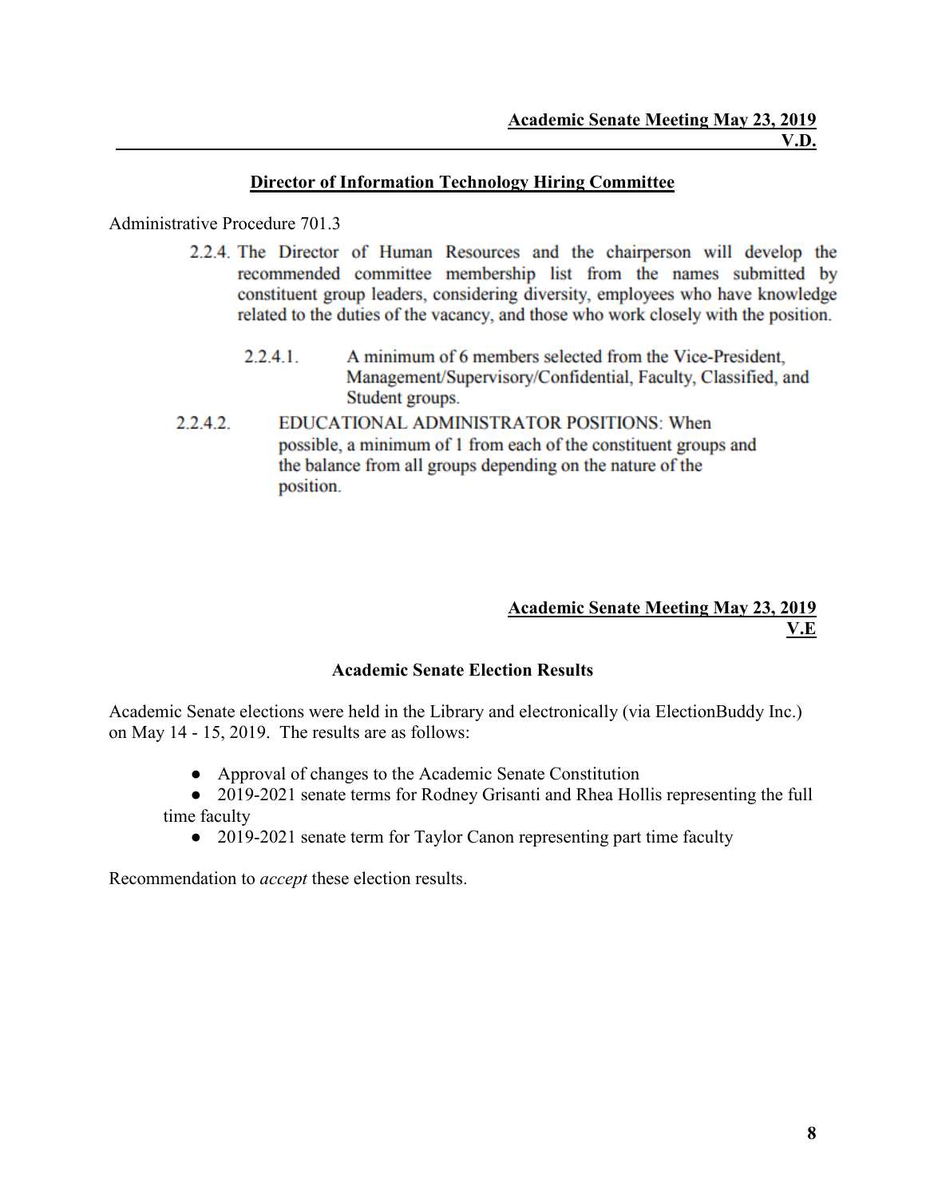**Academic Senate Meeting May 23, 2019**
**V.D.**

## Director of Information Technology Hiring Committee

Administrative Procedure 701.3

2.2.4. The Director of Human Resources and the chairperson will develop the recommended committee membership list from the names submitted by constituent group leaders, considering diversity, employees who have knowledge related to the duties of the vacancy, and those who work closely with the position.

2.2.4.1. A minimum of 6 members selected from the Vice-President, Management/Supervisory/Confidential, Faculty, Classified, and Student groups.

2.2.4.2. EDUCATIONAL ADMINISTRATOR POSITIONS: When possible, a minimum of 1 from each of the constituent groups and the balance from all groups depending on the nature of the position.

**Academic Senate Meeting May 23, 2019**
**V.E**

## Academic Senate Election Results

Academic Senate elections were held in the Library and electronically (via ElectionBuddy Inc.) on May 14 - 15, 2019. The results are as follows:

- Approval of changes to the Academic Senate Constitution
- 2019-2021 senate terms for Rodney Grisanti and Rhea Hollis representing the full time faculty
- 2019-2021 senate term for Taylor Canon representing part time faculty

Recommendation to *accept* these election results.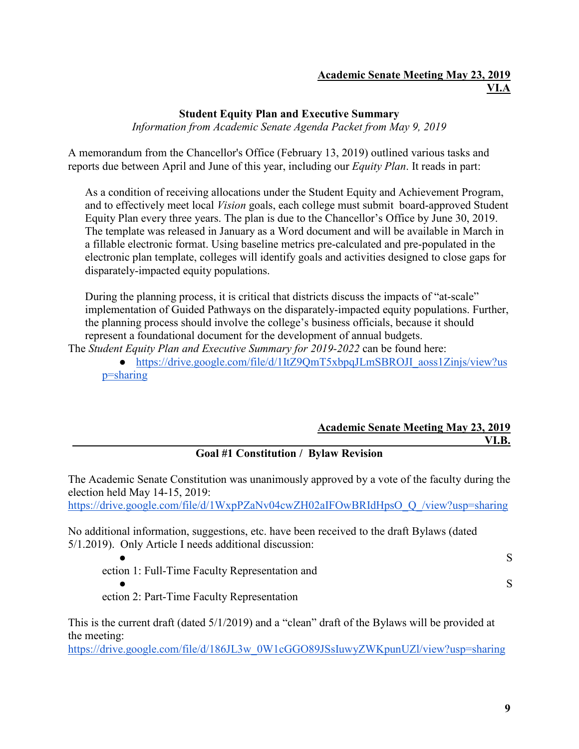**Academic Senate Meeting May 23, 2019**
**VI.A**

### Student Equity Plan and Executive Summary

*Information from Academic Senate Agenda Packet from May 9, 2019*

A memorandum from the Chancellor's Office (February 13, 2019) outlined various tasks and reports due between April and June of this year, including our *Equity Plan*. It reads in part:

> As a condition of receiving allocations under the Student Equity and Achievement Program, and to effectively meet local *Vision* goals, each college must submit board-approved Student Equity Plan every three years. The plan is due to the Chancellor's Office by June 30, 2019. The template was released in January as a Word document and will be available in March in a fillable electronic format. Using baseline metrics pre-calculated and pre-populated in the electronic plan template, colleges will identify goals and activities designed to close gaps for disparately-impacted equity populations.
>
> During the planning process, it is critical that districts discuss the impacts of "at-scale" implementation of Guided Pathways on the disparately-impacted equity populations. Further, the planning process should involve the college's business officials, because it should represent a foundational document for the development of annual budgets.

The *Student Equity Plan and Executive Summary for 2019-2022* can be found here:

- https://drive.google.com/file/d/1ItZ9QmT5xbpqJLmSBROJI_aoss1Zinjs/view?usp=sharing

---

**Academic Senate Meeting May 23, 2019**
**VI.B.**

### Goal #1 Constitution / Bylaw Revision

The Academic Senate Constitution was unanimously approved by a vote of the faculty during the election held May 14-15, 2019:
https://drive.google.com/file/d/1WxpPZaNv04cwZH02aIFOwBRIdHpsO_Q_/view?usp=sharing

No additional information, suggestions, etc. have been received to the draft Bylaws (dated 5/1.2019). Only Article I needs additional discussion:

- Section 1: Full-Time Faculty Representation and
- Section 2: Part-Time Faculty Representation

This is the current draft (dated 5/1/2019) and a "clean" draft of the Bylaws will be provided at the meeting:
https://drive.google.com/file/d/186JL3w_0W1cGGO89JSsIuwyZWKpunUZl/view?usp=sharing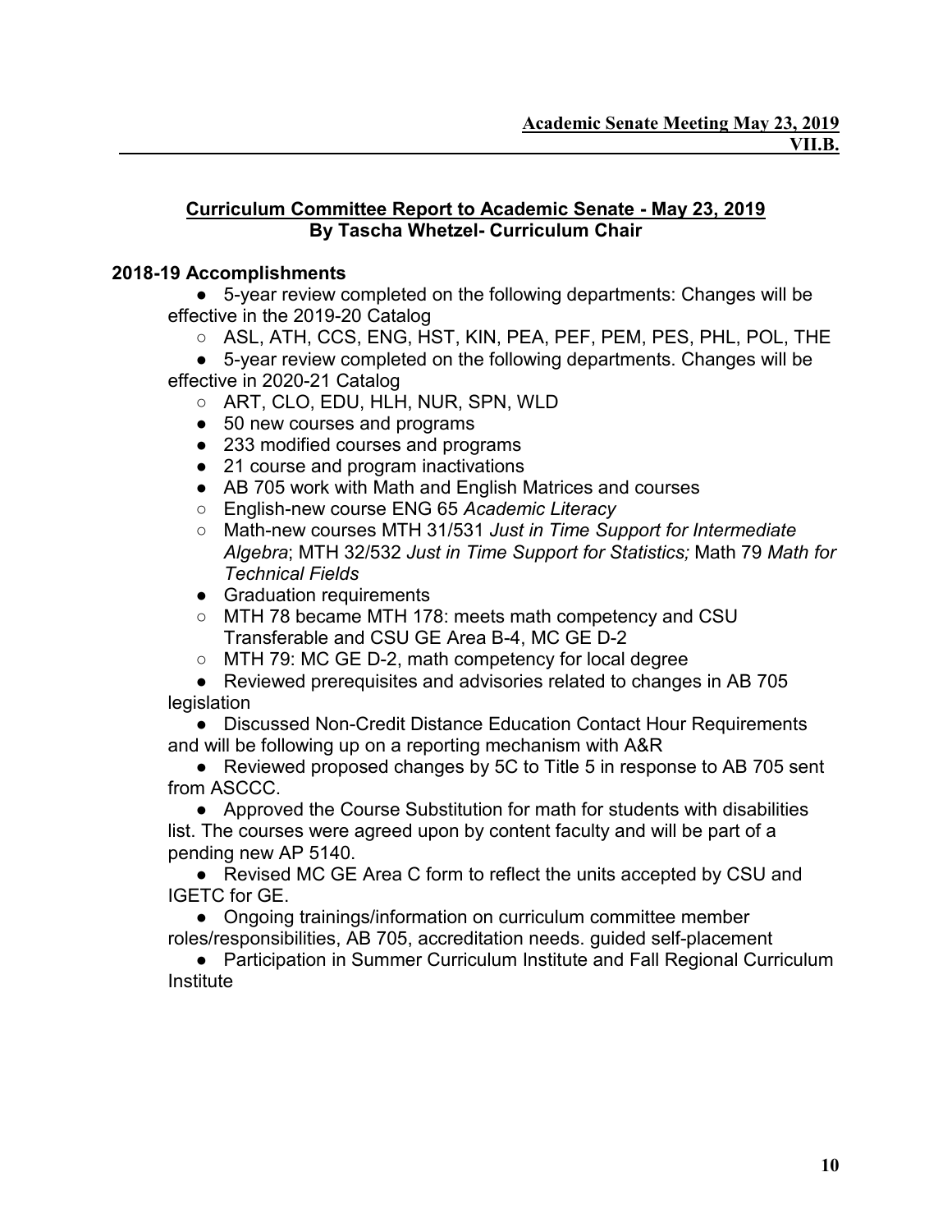**Academic Senate Meeting May 23, 2019**
**VII.B.**

## Curriculum Committee Report to Academic Senate - May 23, 2019
**By Tascha Whetzel- Curriculum Chair**

### 2018-19 Accomplishments

- 5-year review completed on the following departments: Changes will be effective in the 2019-20 Catalog
  - ASL, ATH, CCS, ENG, HST, KIN, PEA, PEF, PEM, PES, PHL, POL, THE
- 5-year review completed on the following departments. Changes will be effective in 2020-21 Catalog
  - ART, CLO, EDU, HLH, NUR, SPN, WLD
- 50 new courses and programs
- 233 modified courses and programs
- 21 course and program inactivations
- AB 705 work with Math and English Matrices and courses
  - English-new course ENG 65 *Academic Literacy*
  - Math-new courses MTH 31/531 *Just in Time Support for Intermediate Algebra*; MTH 32/532 *Just in Time Support for Statistics;* Math 79 *Math for Technical Fields*
- Graduation requirements
  - MTH 78 became MTH 178: meets math competency and CSU Transferable and CSU GE Area B-4, MC GE D-2
  - MTH 79: MC GE D-2, math competency for local degree
- Reviewed prerequisites and advisories related to changes in AB 705 legislation
- Discussed Non-Credit Distance Education Contact Hour Requirements and will be following up on a reporting mechanism with A&R
- Reviewed proposed changes by 5C to Title 5 in response to AB 705 sent from ASCCC.
- Approved the Course Substitution for math for students with disabilities list. The courses were agreed upon by content faculty and will be part of a pending new AP 5140.
- Revised MC GE Area C form to reflect the units accepted by CSU and IGETC for GE.
- Ongoing trainings/information on curriculum committee member roles/responsibilities, AB 705, accreditation needs. guided self-placement
- Participation in Summer Curriculum Institute and Fall Regional Curriculum Institute